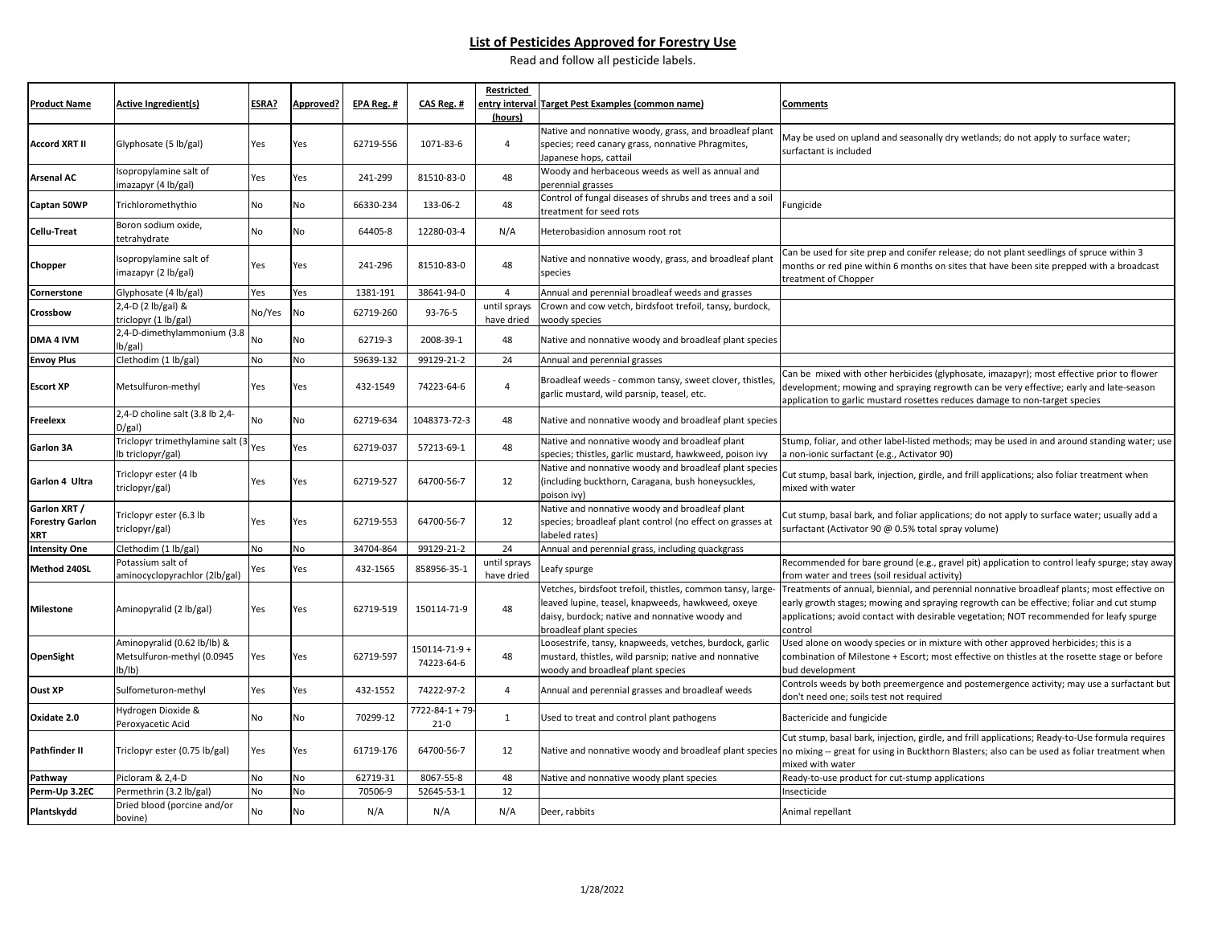## List of Pesticides Approved for Forestry Use

Read and follow all pesticide labels.

| Product Name | Active Ingredient(s) | ESRA? | Approved? | EPA Reg. # | CAS Reg. # | Restricted entry interval (hours) | Target Pest Examples (common name) | Comments |
|---|---|---|---|---|---|---|---|---|
| Accord XRT II | Glyphosate (5 lb/gal) | Yes | Yes | 62719-556 | 1071-83-6 | 4 | Native and nonnative woody, grass, and broadleaf plant species; reed canary grass, nonnative Phragmites, Japanese hops, cattail | May be used on upland and seasonally dry wetlands; do not apply to surface water; surfactant is included |
| Arsenal AC | Isopropylamine salt of imazapyr (4 lb/gal) | Yes | Yes | 241-299 | 81510-83-0 | 48 | Woody and herbaceous weeds as well as annual and perennial grasses | |
| Captan 50WP | Trichloromethythio | No | No | 66330-234 | 133-06-2 | 48 | Control of fungal diseases of shrubs and trees and a soil treatment for seed rots | Fungicide |
| Cellu-Treat | Boron sodium oxide, tetrahydrate | No | No | 64405-8 | 12280-03-4 | N/A | Heterobasidion annosum root rot | |
| Chopper | Isopropylamine salt of imazapyr (2 lb/gal) | Yes | Yes | 241-296 | 81510-83-0 | 48 | Native and nonnative woody, grass, and broadleaf plant species | Can be used for site prep and conifer release; do not plant seedlings of spruce within 3 months or red pine within 6 months on sites that have been site prepped with a broadcast treatment of Chopper |
| Cornerstone | Glyphosate (4 lb/gal) | Yes | Yes | 1381-191 | 38641-94-0 | 4 | Annual and perennial broadleaf weeds and grasses | |
| Crossbow | 2,4-D (2 lb/gal) & triclopyr (1 lb/gal) | No/Yes | No | 62719-260 | 93-76-5 | until sprays have dried | Crown and cow vetch, birdsfoot trefoil, tansy, burdock, woody species | |
| DMA 4 IVM | 2,4-D-dimethylammonium (3.8 lb/gal) | No | No | 62719-3 | 2008-39-1 | 48 | Native and nonnative woody and broadleaf plant species | |
| Envoy Plus | Clethodim (1 lb/gal) | No | No | 59639-132 | 99129-21-2 | 24 | Annual and perennial grasses | |
| Escort XP | Metsulfuron-methyl | Yes | Yes | 432-1549 | 74223-64-6 | 4 | Broadleaf weeds - common tansy, sweet clover, thistles, garlic mustard, wild parsnip, teasel, etc. | Can be mixed with other herbicides (glyphosate, imazapyr); most effective prior to flower development; mowing and spraying regrowth can be very effective; early and late-season application to garlic mustard rosettes reduces damage to non-target species |
| Freelexx | 2,4-D choline salt (3.8 lb 2,4-D/gal) | No | No | 62719-634 | 1048373-72-3 | 48 | Native and nonnative woody and broadleaf plant species | |
| Garlon 3A | Triclopyr trimethylamine salt (3 lb triclopyr/gal) | Yes | Yes | 62719-037 | 57213-69-1 | 48 | Native and nonnative woody and broadleaf plant species; thistles, garlic mustard, hawkweed, poison ivy | Stump, foliar, and other label-listed methods; may be used in and around standing water; use a non-ionic surfactant (e.g., Activator 90) |
| Garlon 4 Ultra | Triclopyr ester (4 lb triclopyr/gal) | Yes | Yes | 62719-527 | 64700-56-7 | 12 | Native and nonnative woody and broadleaf plant species (including buckthorn, Caragana, bush honeysuckles, poison ivy) | Cut stump, basal bark, injection, girdle, and frill applications; also foliar treatment when mixed with water |
| Garlon XRT / Forestry Garlon XRT | Triclopyr ester (6.3 lb triclopyr/gal) | Yes | Yes | 62719-553 | 64700-56-7 | 12 | Native and nonnative woody and broadleaf plant species; broadleaf plant control (no effect on grasses at labeled rates) | Cut stump, basal bark, and foliar applications; do not apply to surface water; usually add a surfactant (Activator 90 @ 0.5% total spray volume) |
| Intensity One | Clethodim (1 lb/gal) | No | No | 34704-864 | 99129-21-2 | 24 | Annual and perennial grass, including quackgrass | |
| Method 240SL | Potassium salt of aminocyclopyrachlor (2lb/gal) | Yes | Yes | 432-1565 | 858956-35-1 | until sprays have dried | Leafy spurge | Recommended for bare ground (e.g., gravel pit) application to control leafy spurge; stay away from water and trees (soil residual activity) |
| Milestone | Aminopyralid (2 lb/gal) | Yes | Yes | 62719-519 | 150114-71-9 | 48 | Vetches, birdsfoot trefoil, thistles, common tansy, large-leaved lupine, teasel, knapweeds, hawkweed, oxeye daisy, burdock; native and nonnative woody and broadleaf plant species | Treatments of annual, biennial, and perennial nonnative broadleaf plants; most effective on early growth stages; mowing and spraying regrowth can be effective; foliar and cut stump applications; avoid contact with desirable vegetation; NOT recommended for leafy spurge control |
| OpenSight | Aminopyralid (0.62 lb/lb) & Metsulfuron-methyl (0.0945 lb/lb) | Yes | Yes | 62719-597 | 150114-71-9 + 74223-64-6 | 48 | Loosestrife, tansy, knapweeds, vetches, burdock, garlic mustard, thistles, wild parsnip; native and nonnative woody and broadleaf plant species | Used alone on woody species or in mixture with other approved herbicides; this is a combination of Milestone + Escort; most effective on thistles at the rosette stage or before bud development |
| Oust XP | Sulfometuron-methyl | Yes | Yes | 432-1552 | 74222-97-2 | 4 | Annual and perennial grasses and broadleaf weeds | Controls weeds by both preemergence and postemergence activity; may use a surfactant but don't need one; soils test not required |
| Oxidate 2.0 | Hydrogen Dioxide & Peroxyacetic Acid | No | No | 70299-12 | 7722-84-1 + 79-21-0 | 1 | Used to treat and control plant pathogens | Bactericide and fungicide |
| Pathfinder II | Triclopyr ester (0.75 lb/gal) | Yes | Yes | 61719-176 | 64700-56-7 | 12 | Native and nonnative woody and broadleaf plant species | Cut stump, basal bark, injection, girdle, and frill applications; Ready-to-Use formula requires no mixing -- great for using in Buckthorn Blasters; also can be used as foliar treatment when mixed with water |
| Pathway | Picloram & 2,4-D | No | No | 62719-31 | 8067-55-8 | 48 | Native and nonnative woody plant species | Ready-to-use product for cut-stump applications |
| Perm-Up 3.2EC | Permethrin (3.2 lb/gal) | No | No | 70506-9 | 52645-53-1 | 12 | | Insecticide |
| Plantskydd | Dried blood (porcine and/or bovine) | No | No | N/A | N/A | N/A | Deer, rabbits | Animal repellant |

1/28/2022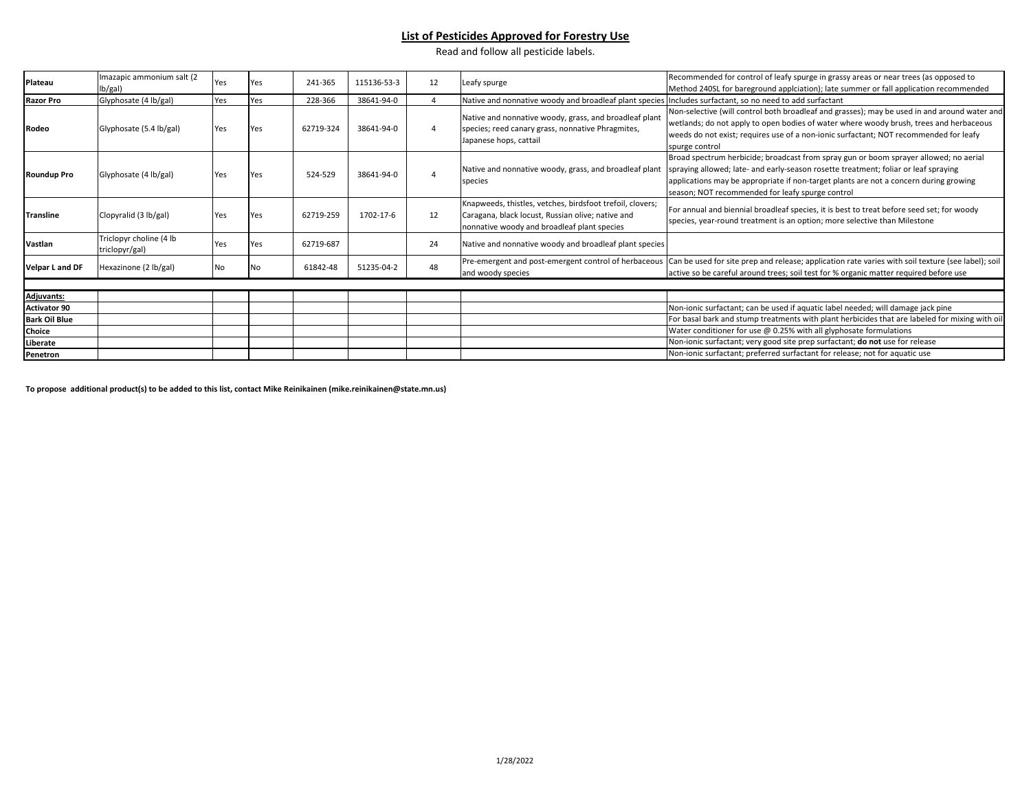## List of Pesticides Approved for Forestry Use

Read and follow all pesticide labels.

| | | | | | | | | |
|---|---|---|---|---|---|---|---|---|
| **Plateau** | Imazapic ammonium salt (2 lb/gal) | Yes | Yes | 241-365 | 115136-53-3 | 12 | Leafy spurge | Recommended for control of leafy spurge in grassy areas or near trees (as opposed to Method 240SL for bareground applciation); late summer or fall application recommended |
| **Razor Pro** | Glyphosate (4 lb/gal) | Yes | Yes | 228-366 | 38641-94-0 | 4 | Native and nonnative woody and broadleaf plant species | Includes surfactant, so no need to add surfactant |
| **Rodeo** | Glyphosate (5.4 lb/gal) | Yes | Yes | 62719-324 | 38641-94-0 | 4 | Native and nonnative woody, grass, and broadleaf plant species; reed canary grass, nonnative Phragmites, Japanese hops, cattail | Non-selective (will control both broadleaf and grasses); may be used in and around water and wetlands; do not apply to open bodies of water where woody brush, trees and herbaceous weeds do not exist; requires use of a non-ionic surfactant; NOT recommended for leafy spurge control |
| **Roundup Pro** | Glyphosate (4 lb/gal) | Yes | Yes | 524-529 | 38641-94-0 | 4 | Native and nonnative woody, grass, and broadleaf plant species | Broad spectrum herbicide; broadcast from spray gun or boom sprayer allowed; no aerial spraying allowed; late- and early-season rosette treatment; foliar or leaf spraying applications may be appropriate if non-target plants are not a concern during growing season; NOT recommended for leafy spurge control |
| **Transline** | Clopyralid (3 lb/gal) | Yes | Yes | 62719-259 | 1702-17-6 | 12 | Knapweeds, thistles, vetches, birdsfoot trefoil, clovers; Caragana, black locust, Russian olive; native and nonnative woody and broadleaf plant species | For annual and biennial broadleaf species, it is best to treat before seed set; for woody species, year-round treatment is an option; more selective than Milestone |
| **Vastlan** | Triclopyr choline (4 lb triclopyr/gal) | Yes | Yes | 62719-687 | | 24 | Native and nonnative woody and broadleaf plant species | |
| **Velpar L and DF** | Hexazinone (2 lb/gal) | No | No | 61842-48 | 51235-04-2 | 48 | Pre-emergent and post-emergent control of herbaceous and woody species | Can be used for site prep and release; application rate varies with soil texture (see label); soil active so be careful around trees; soil test for % organic matter required before use |
| | | | | | | | | |
| **Adjuvants:** | | | | | | | | |
| **Activator 90** | | | | | | | | Non-ionic surfactant; can be used if aquatic label needed; will damage jack pine |
| **Bark Oil Blue** | | | | | | | | For basal bark and stump treatments with plant herbicides that are labeled for mixing with oil |
| **Choice** | | | | | | | | Water conditioner for use @ 0.25% with all glyphosate formulations |
| **Liberate** | | | | | | | | Non-ionic surfactant; very good site prep surfactant; **do not** use for release |
| **Penetron** | | | | | | | | Non-ionic surfactant; preferred surfactant for release; not for aquatic use |

**To propose additional product(s) to be added to this list, contact Mike Reinikainen (mike.reinikainen@state.mn.us)**

1/28/2022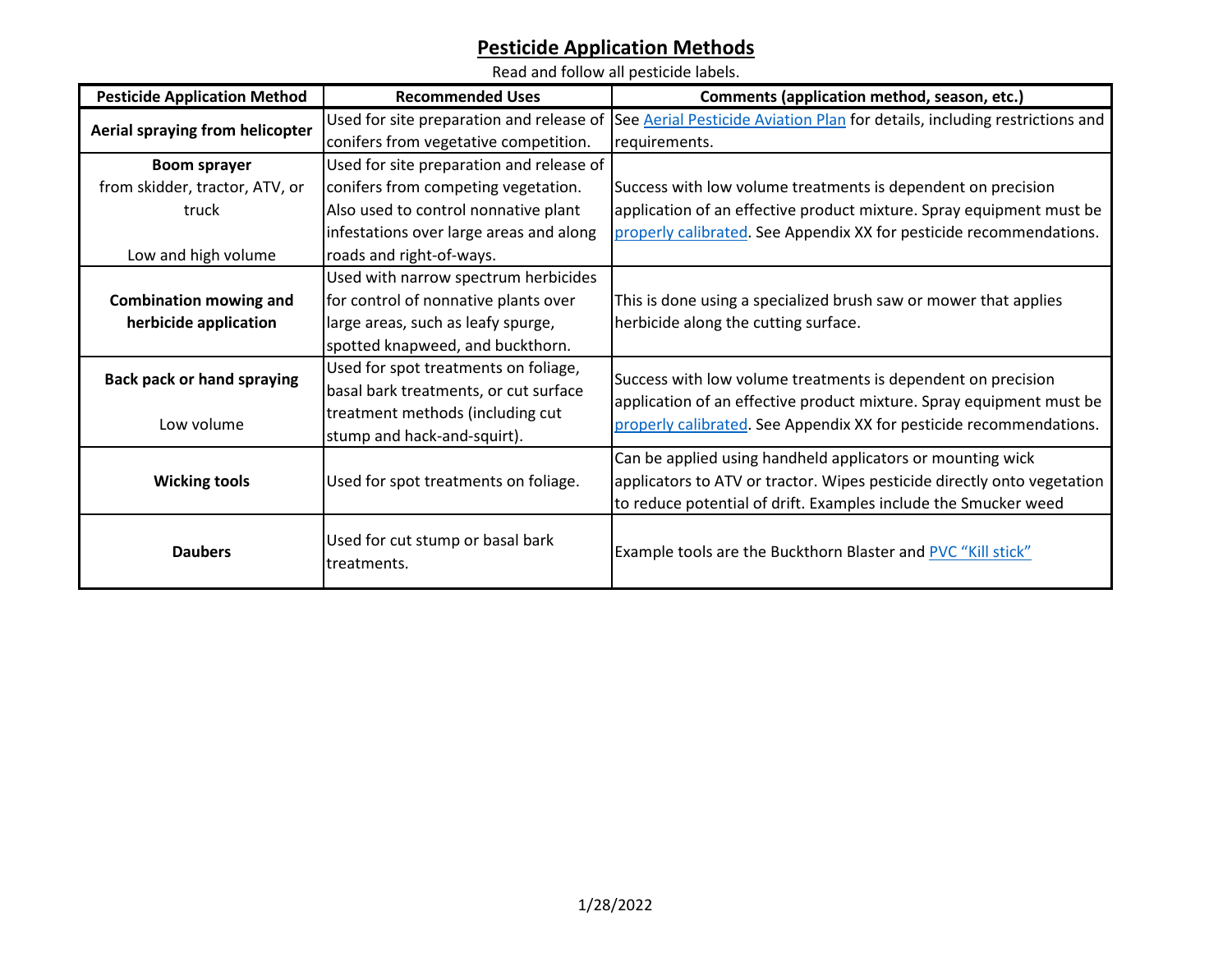# Pesticide Application Methods

Read and follow all pesticide labels.

| Pesticide Application Method | Recommended Uses | Comments (application method, season, etc.) |
|---|---|---|
| **Aerial spraying from helicopter** | Used for site preparation and release of conifers from vegetative competition. | See Aerial Pesticide Aviation Plan for details, including restrictions and requirements. |
| **Boom sprayer** from skidder, tractor, ATV, or truck<br><br>Low and high volume | Used for site preparation and release of conifers from competing vegetation. Also used to control nonnative plant infestations over large areas and along roads and right-of-ways. | Success with low volume treatments is dependent on precision application of an effective product mixture. Spray equipment must be properly calibrated. See Appendix XX for pesticide recommendations. |
| **Combination mowing and herbicide application** | Used with narrow spectrum herbicides for control of nonnative plants over large areas, such as leafy spurge, spotted knapweed, and buckthorn. | This is done using a specialized brush saw or mower that applies herbicide along the cutting surface. |
| **Back pack or hand spraying**<br><br>Low volume | Used for spot treatments on foliage, basal bark treatments, or cut surface treatment methods (including cut stump and hack-and-squirt). | Success with low volume treatments is dependent on precision application of an effective product mixture. Spray equipment must be properly calibrated. See Appendix XX for pesticide recommendations. |
| **Wicking tools** | Used for spot treatments on foliage. | Can be applied using handheld applicators or mounting wick applicators to ATV or tractor. Wipes pesticide directly onto vegetation to reduce potential of drift. Examples include the Smucker weed |
| **Daubers** | Used for cut stump or basal bark treatments. | Example tools are the Buckthorn Blaster and PVC "Kill stick" |

1/28/2022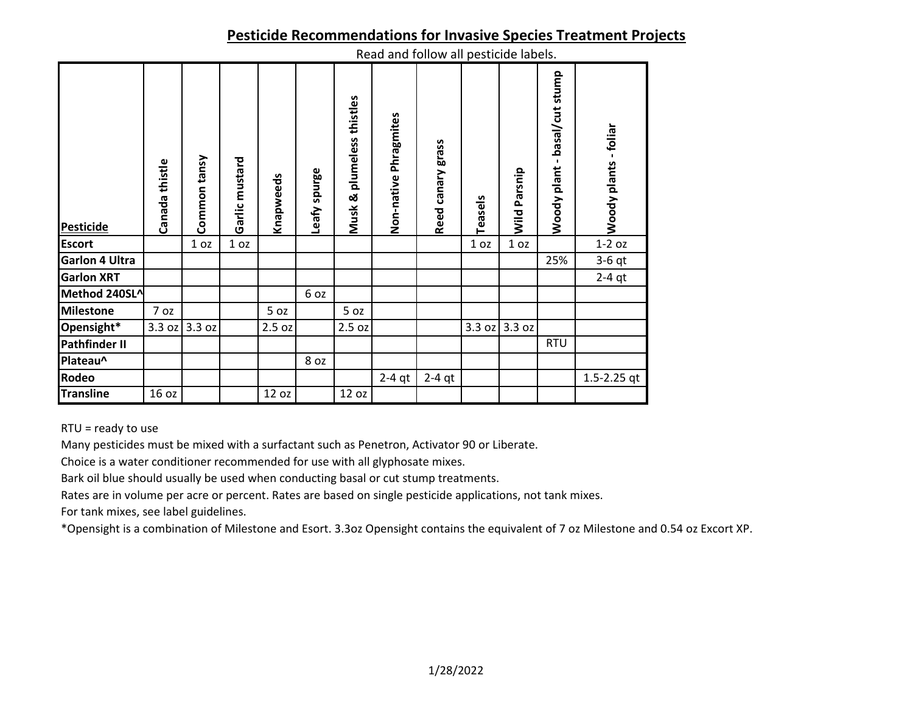# Pesticide Recommendations for Invasive Species Treatment Projects

Read and follow all pesticide labels.

| Pesticide | Canada thistle | Common tansy | Garlic mustard | Knapweeds | Leafy spurge | Musk & plumeless thistles | Non-native Phragmites | Reed canary grass | Teasels | Wild Parsnip | Woody plant - basal/cut stump | Woody plants - foliar |
|---|---|---|---|---|---|---|---|---|---|---|---|---|
| Escort | | 1 oz | 1 oz | | | | | | 1 oz | 1 oz | | 1-2 oz |
| Garlon 4 Ultra | | | | | | | | | | | 25% | 3-6 qt |
| Garlon XRT | | | | | | | | | | | | 2-4 qt |
| Method 240SL^ | | | | | 6 oz | | | | | | | |
| Milestone | 7 oz | | | 5 oz | | 5 oz | | | | | | |
| Opensight* | 3.3 oz | 3.3 oz | | 2.5 oz | | 2.5 oz | | | 3.3 oz | 3.3 oz | | |
| Pathfinder II | | | | | | | | | | | RTU | |
| Plateau^ | | | | | 8 oz | | | | | | | |
| Rodeo | | | | | | | 2-4 qt | 2-4 qt | | | | 1.5-2.25 qt |
| Transline | 16 oz | | | 12 oz | | 12 oz | | | | | | |

RTU = ready to use

Many pesticides must be mixed with a surfactant such as Penetron, Activator 90 or Liberate.

Choice is a water conditioner recommended for use with all glyphosate mixes.

Bark oil blue should usually be used when conducting basal or cut stump treatments.

Rates are in volume per acre or percent. Rates are based on single pesticide applications, not tank mixes.

For tank mixes, see label guidelines.

*Opensight is a combination of Milestone and Esort. 3.3oz Opensight contains the equivalent of 7 oz Milestone and 0.54 oz Excort XP.

1/28/2022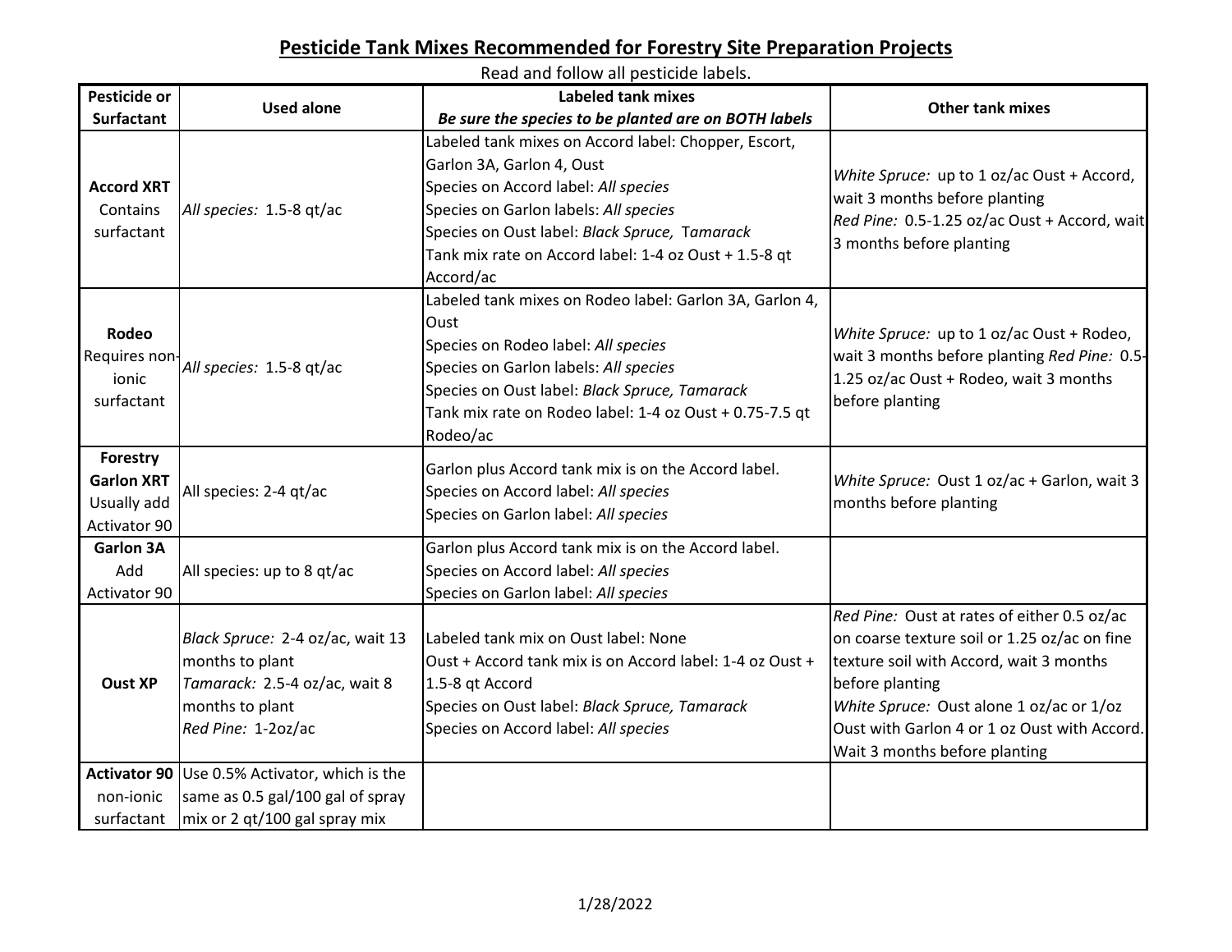# Pesticide Tank Mixes Recommended for Forestry Site Preparation Projects

Read and follow all pesticide labels.

| Pesticide or Surfactant | Used alone | Labeled tank mixes *Be sure the species to be planted are on BOTH labels* | Other tank mixes |
|---|---|---|---|
| **Accord XRT** Contains surfactant | *All species:* 1.5-8 qt/ac | Labeled tank mixes on Accord label: Chopper, Escort, Garlon 3A, Garlon 4, Oust<br>Species on Accord label: *All species*<br>Species on Garlon labels: *All species*<br>Species on Oust label: *Black Spruce, Tamarack*<br>Tank mix rate on Accord label: 1-4 oz Oust + 1.5-8 qt Accord/ac | *White Spruce:* up to 1 oz/ac Oust + Accord, wait 3 months before planting<br>*Red Pine:* 0.5-1.25 oz/ac Oust + Accord, wait 3 months before planting |
| **Rodeo** Requires non-ionic surfactant | *All species:* 1.5-8 qt/ac | Labeled tank mixes on Rodeo label: Garlon 3A, Garlon 4, Oust<br>Species on Rodeo label: *All species*<br>Species on Garlon labels: *All species*<br>Species on Oust label: *Black Spruce, Tamarack*<br>Tank mix rate on Rodeo label: 1-4 oz Oust + 0.75-7.5 qt Rodeo/ac | *White Spruce:* up to 1 oz/ac Oust + Rodeo, wait 3 months before planting *Red Pine:* 0.5-1.25 oz/ac Oust + Rodeo, wait 3 months before planting |
| **Forestry Garlon XRT** Usually add Activator 90 | All species: 2-4 qt/ac | Garlon plus Accord tank mix is on the Accord label.<br>Species on Accord label: *All species*<br>Species on Garlon label: *All species* | *White Spruce:* Oust 1 oz/ac + Garlon, wait 3 months before planting |
| **Garlon 3A** Add Activator 90 | All species: up to 8 qt/ac | Garlon plus Accord tank mix is on the Accord label.<br>Species on Accord label: *All species*<br>Species on Garlon label: *All species* | |
| **Oust XP** | *Black Spruce:* 2-4 oz/ac, wait 13 months to plant<br>*Tamarack:* 2.5-4 oz/ac, wait 8 months to plant<br>*Red Pine:* 1-2oz/ac | Labeled tank mix on Oust label: None<br>Oust + Accord tank mix is on Accord label: 1-4 oz Oust + 1.5-8 qt Accord<br>Species on Oust label: *Black Spruce, Tamarack*<br>Species on Accord label: *All species* | *Red Pine:* Oust at rates of either 0.5 oz/ac on coarse texture soil or 1.25 oz/ac on fine texture soil with Accord, wait 3 months before planting<br>*White Spruce:* Oust alone 1 oz/ac or 1/oz Oust with Garlon 4 or 1 oz Oust with Accord. Wait 3 months before planting |
| **Activator 90** non-ionic surfactant | Use 0.5% Activator, which is the same as 0.5 gal/100 gal of spray mix or 2 qt/100 gal spray mix | | |

1/28/2022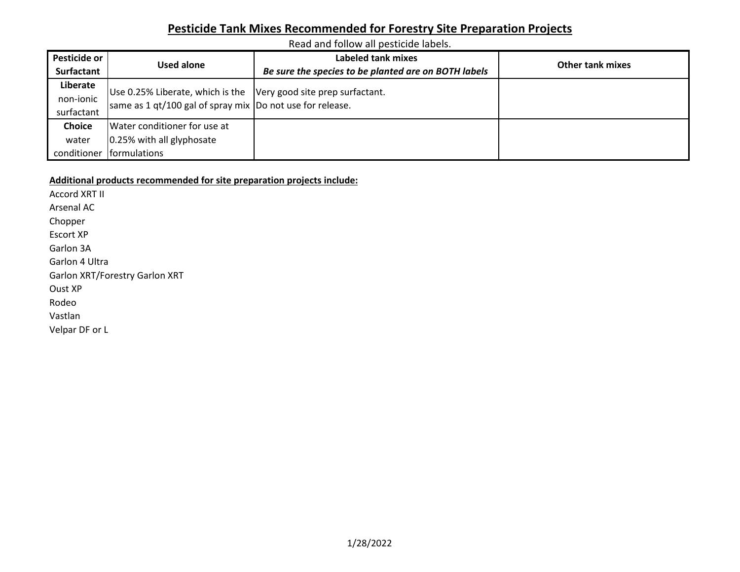## Pesticide Tank Mixes Recommended for Forestry Site Preparation Projects

Read and follow all pesticide labels.

| Pesticide or Surfactant | Used alone | Labeled tank mixes<br>***Be sure the species to be planted are on BOTH labels*** | Other tank mixes |
|---|---|---|---|
| **Liberate** non-ionic surfactant | Use 0.25% Liberate, which is the same as 1 qt/100 gal of spray mix | Very good site prep surfactant. Do not use for release. | |
| **Choice** water conditioner | Water conditioner for use at 0.25% with all glyphosate formulations | | |

**Additional products recommended for site preparation projects include:**

Accord XRT II
Arsenal AC
Chopper
Escort XP
Garlon 3A
Garlon 4 Ultra
Garlon XRT/Forestry Garlon XRT
Oust XP
Rodeo
Vastlan
Velpar DF or L

1/28/2022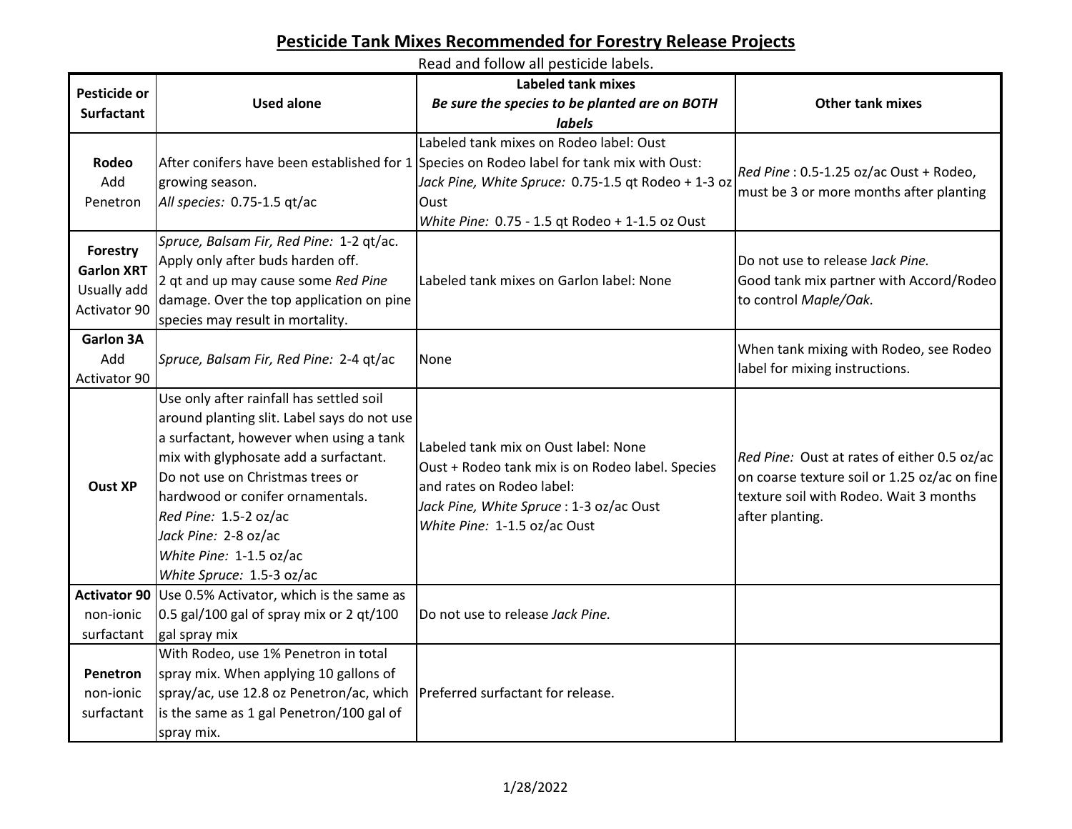# Pesticide Tank Mixes Recommended for Forestry Release Projects

Read and follow all pesticide labels.

| Pesticide or Surfactant | Used alone | Labeled tank mixes<br>*Be sure the species to be planted are on BOTH labels* | Other tank mixes |
|---|---|---|---|
| **Rodeo**<br>Add Penetron | After conifers have been established for 1 growing season.<br>*All species:* 0.75-1.5 qt/ac | Labeled tank mixes on Rodeo label: Oust<br>Species on Rodeo label for tank mix with Oust:<br>*Jack Pine, White Spruce:* 0.75-1.5 qt Rodeo + 1-3 oz Oust<br>*White Pine:* 0.75 - 1.5 qt Rodeo + 1-1.5 oz Oust | *Red Pine* : 0.5-1.25 oz/ac Oust + Rodeo, must be 3 or more months after planting |
| **Forestry Garlon XRT**<br>Usually add Activator 90 | *Spruce, Balsam Fir, Red Pine:* 1-2 qt/ac. Apply only after buds harden off.<br>2 qt and up may cause some *Red Pine* damage. Over the top application on pine species may result in mortality. | Labeled tank mixes on Garlon label: None | Do not use to release J*ack Pine.*<br>Good tank mix partner with Accord/Rodeo to control *Maple/Oak.* |
| **Garlon 3A**<br>Add Activator 90 | *Spruce, Balsam Fir, Red Pine:* 2-4 qt/ac | None | When tank mixing with Rodeo, see Rodeo label for mixing instructions. |
| **Oust XP** | Use only after rainfall has settled soil around planting slit. Label says do not use a surfactant, however when using a tank mix with glyphosate add a surfactant. Do not use on Christmas trees or hardwood or conifer ornamentals.<br>*Red Pine:* 1.5-2 oz/ac<br>*Jack Pine:* 2-8 oz/ac<br>*White Pine:* 1-1.5 oz/ac<br>*White Spruce:* 1.5-3 oz/ac | Labeled tank mix on Oust label: None<br>Oust + Rodeo tank mix is on Rodeo label. Species and rates on Rodeo label:<br>*Jack Pine, White Spruce* : 1-3 oz/ac Oust<br>*White Pine:* 1-1.5 oz/ac Oust | *Red Pine:* Oust at rates of either 0.5 oz/ac on coarse texture soil or 1.25 oz/ac on fine texture soil with Rodeo. Wait 3 months after planting. |
| **Activator 90**<br>non-ionic surfactant | Use 0.5% Activator, which is the same as 0.5 gal/100 gal of spray mix or 2 qt/100 gal spray mix | Do not use to release *Jack Pine.* | |
| **Penetron**<br>non-ionic surfactant | With Rodeo, use 1% Penetron in total spray mix. When applying 10 gallons of spray/ac, use 12.8 oz Penetron/ac, which is the same as 1 gal Penetron/100 gal of spray mix. | Preferred surfactant for release. | |

1/28/2022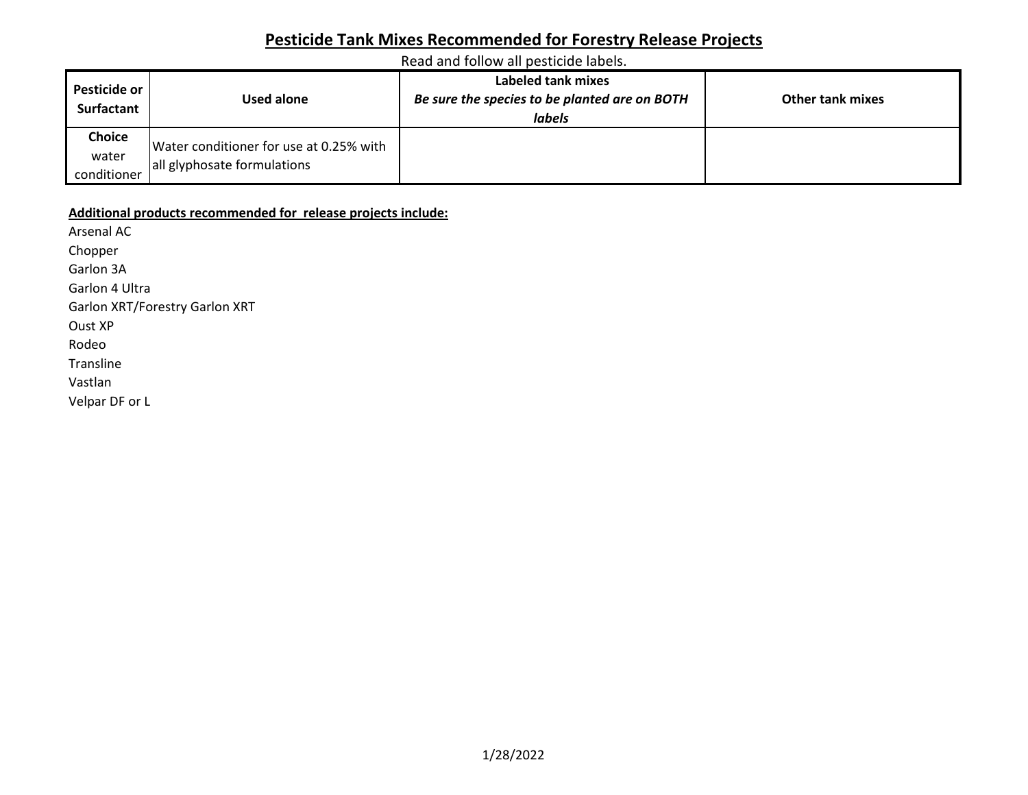## Pesticide Tank Mixes Recommended for Forestry Release Projects

Read and follow all pesticide labels.

| Pesticide or Surfactant | Used alone | Labeled tank mixes *Be sure the species to be planted are on BOTH labels* | Other tank mixes |
|---|---|---|---|
| **Choice** water conditioner | Water conditioner for use at 0.25% with all glyphosate formulations | | |

**Additional products recommended for release projects include:**

Arsenal AC
Chopper
Garlon 3A
Garlon 4 Ultra
Garlon XRT/Forestry Garlon XRT
Oust XP
Rodeo
Transline
Vastlan
Velpar DF or L

1/28/2022